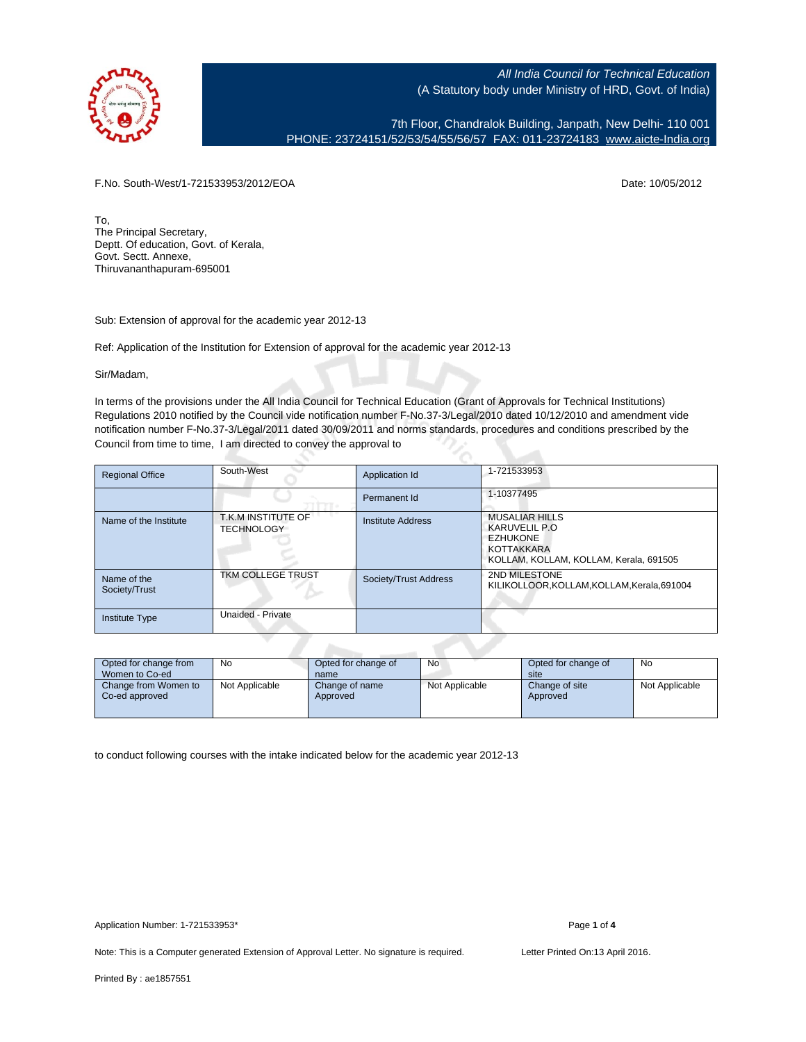*All India Council for Technical Education*
(A Statutory body under Ministry of HRD, Govt. of India)

7th Floor, Chandralok Building, Janpath, New Delhi- 110 001
PHONE: 23724151/52/53/54/55/56/57 FAX: 011-23724183 www.aicte-India.org

F.No. South-West/1-721533953/2012/EOA

Date: 10/05/2012

To,
The Principal Secretary,
Deptt. Of education, Govt. of Kerala,
Govt. Sectt. Annexe,
Thiruvananthapuram-695001

Sub: Extension of approval for the academic year 2012-13

Ref: Application of the Institution for Extension of approval for the academic year 2012-13

Sir/Madam,

In terms of the provisions under the All India Council for Technical Education (Grant of Approvals for Technical Institutions) Regulations 2010 notified by the Council vide notification number F-No.37-3/Legal/2010 dated 10/12/2010 and amendment vide notification number F-No.37-3/Legal/2011 dated 30/09/2011 and norms standards, procedures and conditions prescribed by the Council from time to time, I am directed to convey the approval to

| Regional Office | South-West | Application Id | 1-721533953 |
|---|---|---|---|
| | | Permanent Id | 1-10377495 |
| Name of the Institute | T.K.M INSTITUTE OF TECHNOLOGY | Institute Address | MUSALIAR HILLS KARUVELIL P.O EZHUKONE KOTTAKKARA KOLLAM, KOLLAM, KOLLAM, Kerala, 691505 |
| Name of the Society/Trust | TKM COLLEGE TRUST | Society/Trust Address | 2ND MILESTONE KILIKOLLOOR,KOLLAM,KOLLAM,Kerala,691004 |
| Institute Type | Unaided - Private | | |

| Opted for change from Women to Co-ed | No | Opted for change of name | No | Opted for change of site | No |
|---|---|---|---|---|---|
| Change from Women to Co-ed approved | Not Applicable | Change of name Approved | Not Applicable | Change of site Approved | Not Applicable |

to conduct following courses with the intake indicated below for the academic year 2012-13

Application Number: 1-721533953*

Note: This is a Computer generated Extension of Approval Letter. No signature is required.

Letter Printed On:13 April 2016.

Printed By : ae1857551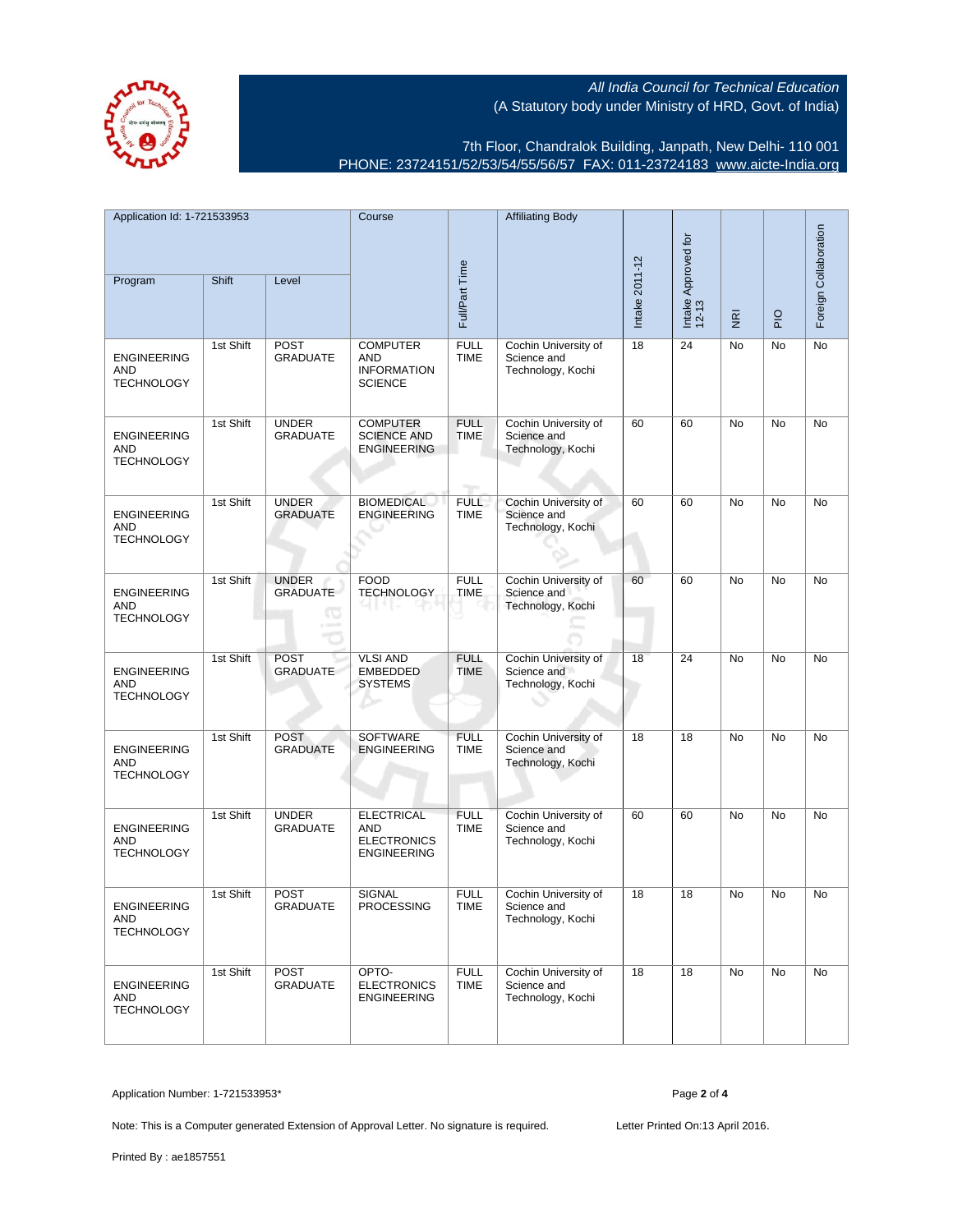All India Council for Technical Education
(A Statutory body under Ministry of HRD, Govt. of India)

7th Floor, Chandralok Building, Janpath, New Delhi- 110 001
PHONE: 23724151/52/53/54/55/56/57 FAX: 011-23724183 www.aicte-India.org

| Application Id: 1-721533953 | | | Course | Full/Part Time | Affiliating Body | Intake 2011-12 | Intake Approved for 12-13 | NRI | PIO | Foreign Collaboration |
|---|---|---|---|---|---|---|---|---|---|---|
| Program | Shift | Level | | | | | | | | |
| ENGINEERING AND TECHNOLOGY | 1st Shift | POST GRADUATE | COMPUTER AND INFORMATION SCIENCE | FULL TIME | Cochin University of Science and Technology, Kochi | 18 | 24 | No | No | No |
| ENGINEERING AND TECHNOLOGY | 1st Shift | UNDER GRADUATE | COMPUTER SCIENCE AND ENGINEERING | FULL TIME | Cochin University of Science and Technology, Kochi | 60 | 60 | No | No | No |
| ENGINEERING AND TECHNOLOGY | 1st Shift | UNDER GRADUATE | BIOMEDICAL ENGINEERING | FULL TIME | Cochin University of Science and Technology, Kochi | 60 | 60 | No | No | No |
| ENGINEERING AND TECHNOLOGY | 1st Shift | UNDER GRADUATE | FOOD TECHNOLOGY | FULL TIME | Cochin University of Science and Technology, Kochi | 60 | 60 | No | No | No |
| ENGINEERING AND TECHNOLOGY | 1st Shift | POST GRADUATE | VLSI AND EMBEDDED SYSTEMS | FULL TIME | Cochin University of Science and Technology, Kochi | 18 | 24 | No | No | No |
| ENGINEERING AND TECHNOLOGY | 1st Shift | POST GRADUATE | SOFTWARE ENGINEERING | FULL TIME | Cochin University of Science and Technology, Kochi | 18 | 18 | No | No | No |
| ENGINEERING AND TECHNOLOGY | 1st Shift | UNDER GRADUATE | ELECTRICAL AND ELECTRONICS ENGINEERING | FULL TIME | Cochin University of Science and Technology, Kochi | 60 | 60 | No | No | No |
| ENGINEERING AND TECHNOLOGY | 1st Shift | POST GRADUATE | SIGNAL PROCESSING | FULL TIME | Cochin University of Science and Technology, Kochi | 18 | 18 | No | No | No |
| ENGINEERING AND TECHNOLOGY | 1st Shift | POST GRADUATE | OPTO-ELECTRONICS ENGINEERING | FULL TIME | Cochin University of Science and Technology, Kochi | 18 | 18 | No | No | No |

Application Number: 1-721533953*

Note: This is a Computer generated Extension of Approval Letter. No signature is required.

Letter Printed On:13 April 2016.

Printed By : ae1857551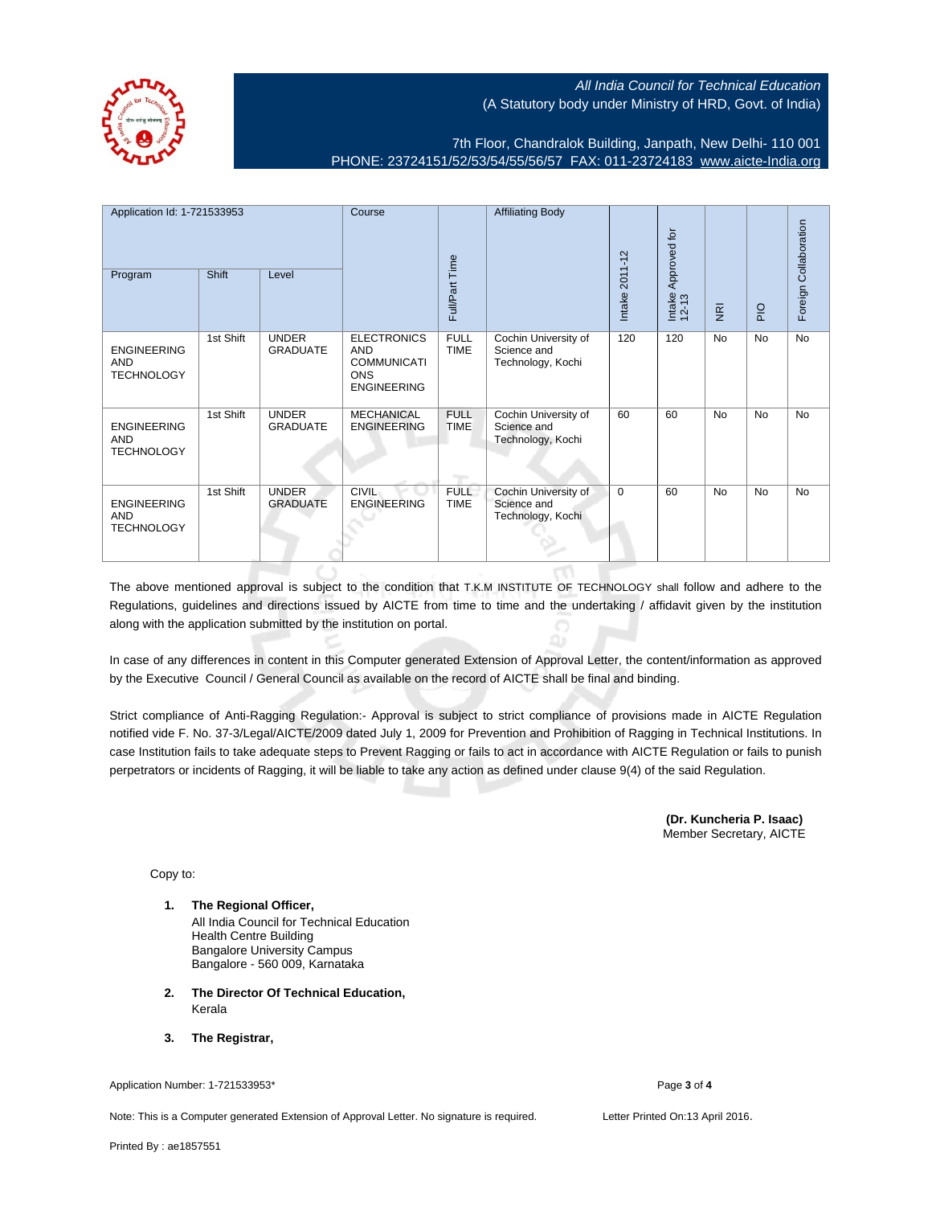*All India Council for Technical Education*
(A Statutory body under Ministry of HRD, Govt. of India)

7th Floor, Chandralok Building, Janpath, New Delhi- 110 001
PHONE: 23724151/52/53/54/55/56/57 FAX: 011-23724183 www.aicte-India.org

| Application Id: 1-721533953 | | | Course | Full/Part Time | Affiliating Body | Intake 2011-12 | Intake Approved for 12-13 | NRI | PIO | Foreign Collaboration |
|---|---|---|---|---|---|---|---|---|---|---|
| Program | Shift | Level | | | | | | | | |
| ENGINEERING AND TECHNOLOGY | 1st Shift | UNDER GRADUATE | ELECTRONICS AND COMMUNICATIONS ENGINEERING | FULL TIME | Cochin University of Science and Technology, Kochi | 120 | 120 | No | No | No |
| ENGINEERING AND TECHNOLOGY | 1st Shift | UNDER GRADUATE | MECHANICAL ENGINEERING | FULL TIME | Cochin University of Science and Technology, Kochi | 60 | 60 | No | No | No |
| ENGINEERING AND TECHNOLOGY | 1st Shift | UNDER GRADUATE | CIVIL ENGINEERING | FULL TIME | Cochin University of Science and Technology, Kochi | 0 | 60 | No | No | No |

The above mentioned approval is subject to the condition that T.K.M INSTITUTE OF TECHNOLOGY shall follow and adhere to the Regulations, guidelines and directions issued by AICTE from time to time and the undertaking / affidavit given by the institution along with the application submitted by the institution on portal.

In case of any differences in content in this Computer generated Extension of Approval Letter, the content/information as approved by the Executive Council / General Council as available on the record of AICTE shall be final and binding.

Strict compliance of Anti-Ragging Regulation:- Approval is subject to strict compliance of provisions made in AICTE Regulation notified vide F. No. 37-3/Legal/AICTE/2009 dated July 1, 2009 for Prevention and Prohibition of Ragging in Technical Institutions. In case Institution fails to take adequate steps to Prevent Ragging or fails to act in accordance with AICTE Regulation or fails to punish perpetrators or incidents of Ragging, it will be liable to take any action as defined under clause 9(4) of the said Regulation.

**(Dr. Kuncheria P. Isaac)**
Member Secretary, AICTE

Copy to:

1. **The Regional Officer,**
   All India Council for Technical Education
   Health Centre Building
   Bangalore University Campus
   Bangalore - 560 009, Karnataka

2. **The Director Of Technical Education,**
   Kerala

3. **The Registrar,**

Application Number: 1-721533953*

Note: This is a Computer generated Extension of Approval Letter. No signature is required.

Letter Printed On:13 April 2016.

Printed By : ae1857551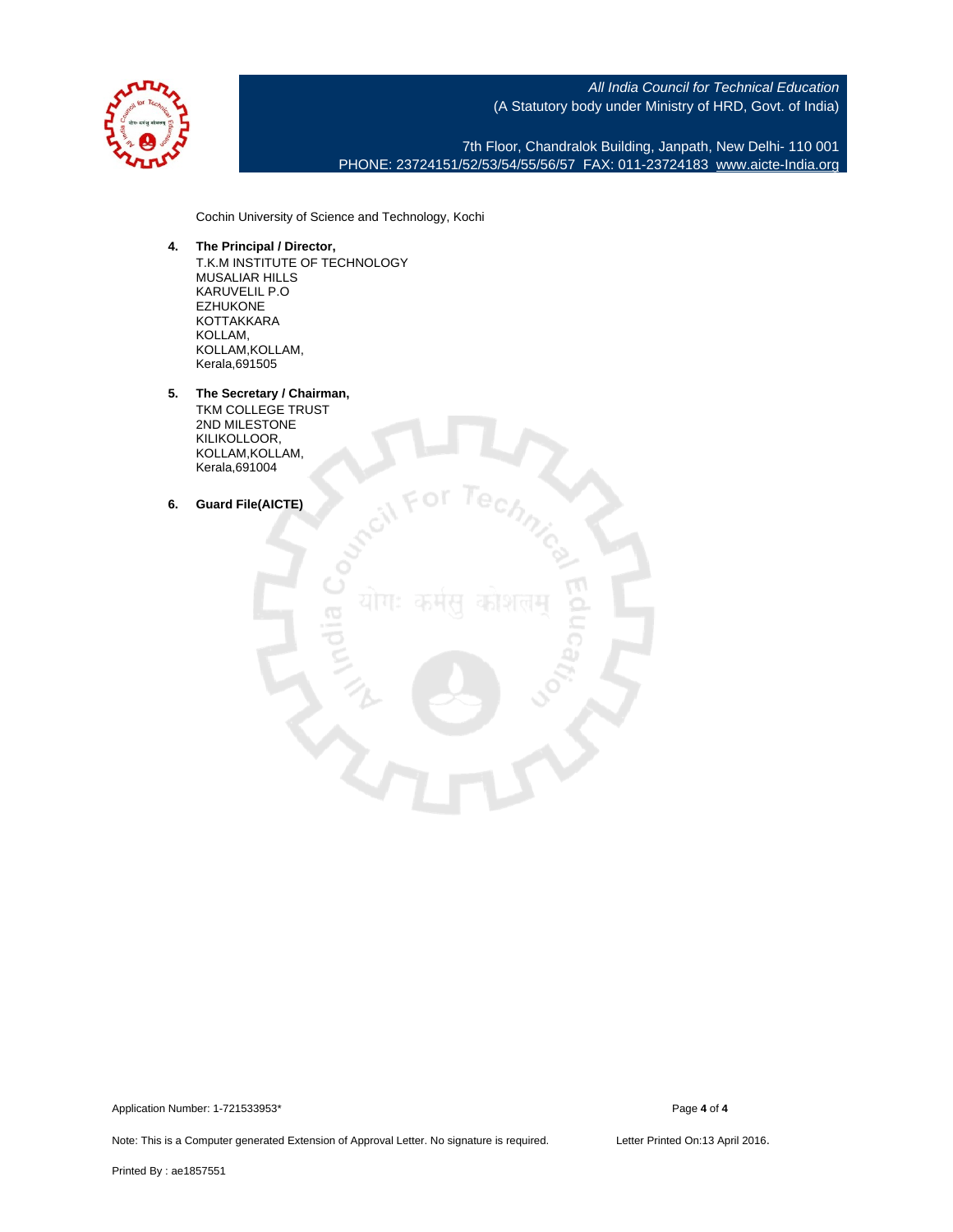Cochin University of Science and Technology, Kochi

4. **The Principal / Director,**
   T.K.M INSTITUTE OF TECHNOLOGY
   MUSALIAR HILLS
   KARUVELIL P.O
   EZHUKONE
   KOTTAKKARA
   KOLLAM,
   KOLLAM,KOLLAM,
   Kerala,691505

5. **The Secretary / Chairman,**
   TKM COLLEGE TRUST
   2ND MILESTONE
   KILIKOLLOOR,
   KOLLAM,KOLLAM,
   Kerala,691004

6. **Guard File(AICTE)**

Application Number: 1-721533953*

Note: This is a Computer generated Extension of Approval Letter. No signature is required.

Letter Printed On:13 April 2016.

Printed By : ae1857551